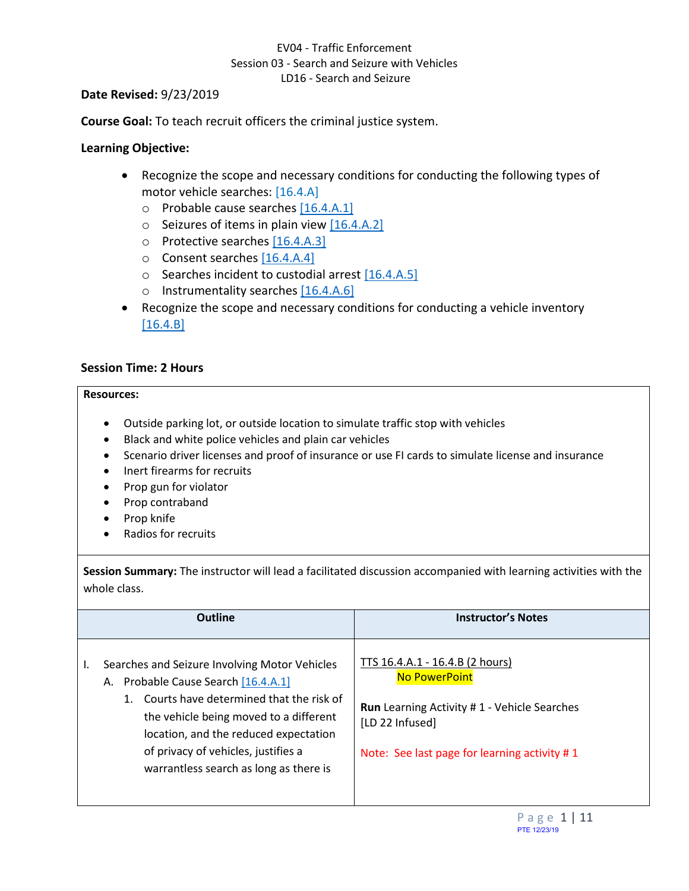EV04 - Traffic Enforcement
Session 03 - Search and Seizure with Vehicles
LD16 - Search and Seizure

**Date Revised:** 9/23/2019

**Course Goal:** To teach recruit officers the criminal justice system.

**Learning Objective:**

- Recognize the scope and necessary conditions for conducting the following types of motor vehicle searches: [16.4.A]
  - Probable cause searches [16.4.A.1]
  - Seizures of items in plain view [16.4.A.2]
  - Protective searches [16.4.A.3]
  - Consent searches [16.4.A.4]
  - Searches incident to custodial arrest [16.4.A.5]
  - Instrumentality searches [16.4.A.6]
- Recognize the scope and necessary conditions for conducting a vehicle inventory [16.4.B]

**Session Time: 2 Hours**

**Resources:**

- Outside parking lot, or outside location to simulate traffic stop with vehicles
- Black and white police vehicles and plain car vehicles
- Scenario driver licenses and proof of insurance or use FI cards to simulate license and insurance
- Inert firearms for recruits
- Prop gun for violator
- Prop contraband
- Prop knife
- Radios for recruits

**Session Summary:** The instructor will lead a facilitated discussion accompanied with learning activities with the whole class.

| Outline | Instructor's Notes |
|---|---|
| I. Searches and Seizure Involving Motor Vehicles<br>A. Probable Cause Search [16.4.A.1]<br>1. Courts have determined that the risk of the vehicle being moved to a different location, and the reduced expectation of privacy of vehicles, justifies a warrantless search as long as there is | TTS 16.4.A.1 - 16.4.B (2 hours)<br>No PowerPoint<br><br>**Run** Learning Activity # 1 - Vehicle Searches [LD 22 Infused]<br><br>Note: See last page for learning activity # 1 |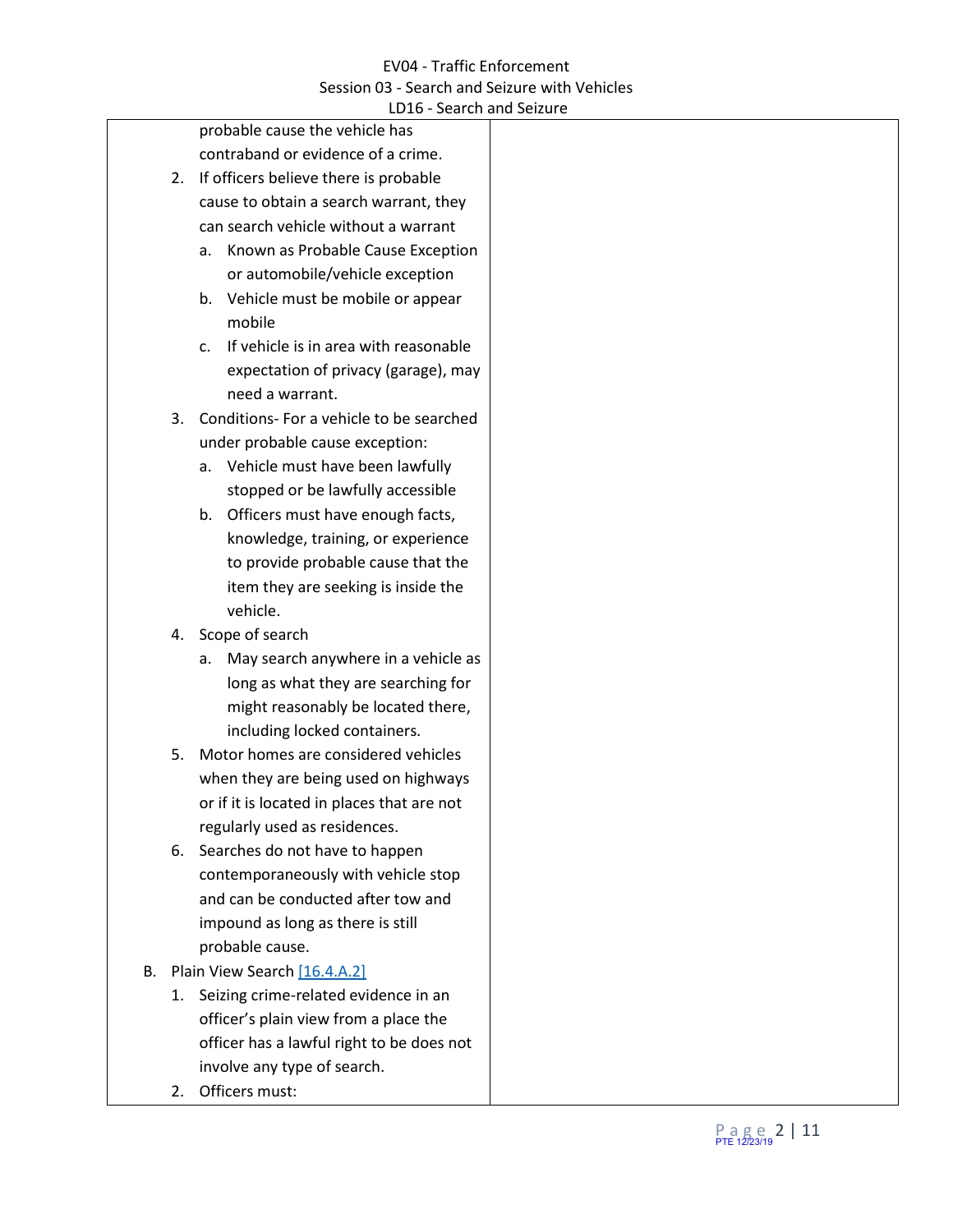probable cause the vehicle has contraband or evidence of a crime.

2. If officers believe there is probable cause to obtain a search warrant, they can search vehicle without a warrant
    a. Known as Probable Cause Exception or automobile/vehicle exception
    b. Vehicle must be mobile or appear mobile
    c. If vehicle is in area with reasonable expectation of privacy (garage), may need a warrant.
3. Conditions- For a vehicle to be searched under probable cause exception:
    a. Vehicle must have been lawfully stopped or be lawfully accessible
    b. Officers must have enough facts, knowledge, training, or experience to provide probable cause that the item they are seeking is inside the vehicle.
4. Scope of search
    a. May search anywhere in a vehicle as long as what they are searching for might reasonably be located there, including locked containers.
5. Motor homes are considered vehicles when they are being used on highways or if it is located in places that are not regularly used as residences.
6. Searches do not have to happen contemporaneously with vehicle stop and can be conducted after tow and impound as long as there is still probable cause.

B. Plain View Search [16.4.A.2]
    1. Seizing crime-related evidence in an officer's plain view from a place the officer has a lawful right to be does not involve any type of search.
    2. Officers must: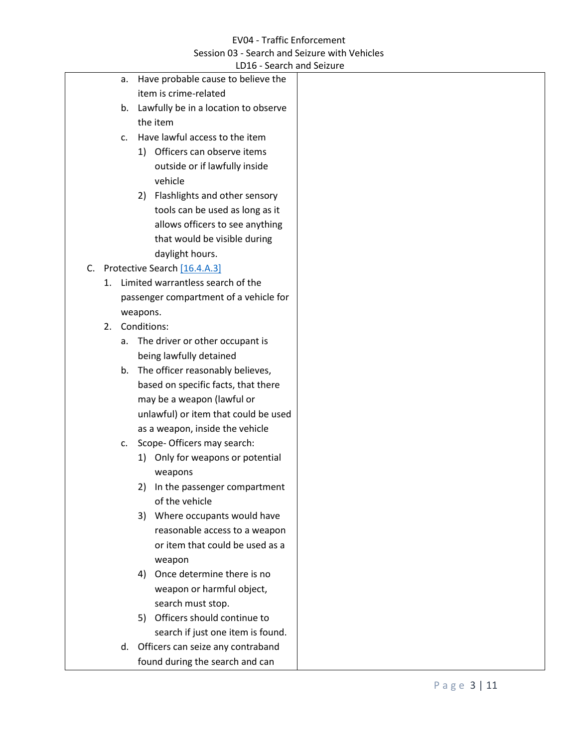a. Have probable cause to believe the item is crime-related
b. Lawfully be in a location to observe the item
c. Have lawful access to the item
    1) Officers can observe items outside or if lawfully inside vehicle
    2) Flashlights and other sensory tools can be used as long as it allows officers to see anything that would be visible during daylight hours.

C. Protective Search [16.4.A.3]
1. Limited warrantless search of the passenger compartment of a vehicle for weapons.
2. Conditions:
    a. The driver or other occupant is being lawfully detained
    b. The officer reasonably believes, based on specific facts, that there may be a weapon (lawful or unlawful) or item that could be used as a weapon, inside the vehicle
    c. Scope- Officers may search:
        1) Only for weapons or potential weapons
        2) In the passenger compartment of the vehicle
        3) Where occupants would have reasonable access to a weapon or item that could be used as a weapon
        4) Once determine there is no weapon or harmful object, search must stop.
        5) Officers should continue to search if just one item is found.
    d. Officers can seize any contraband found during the search and can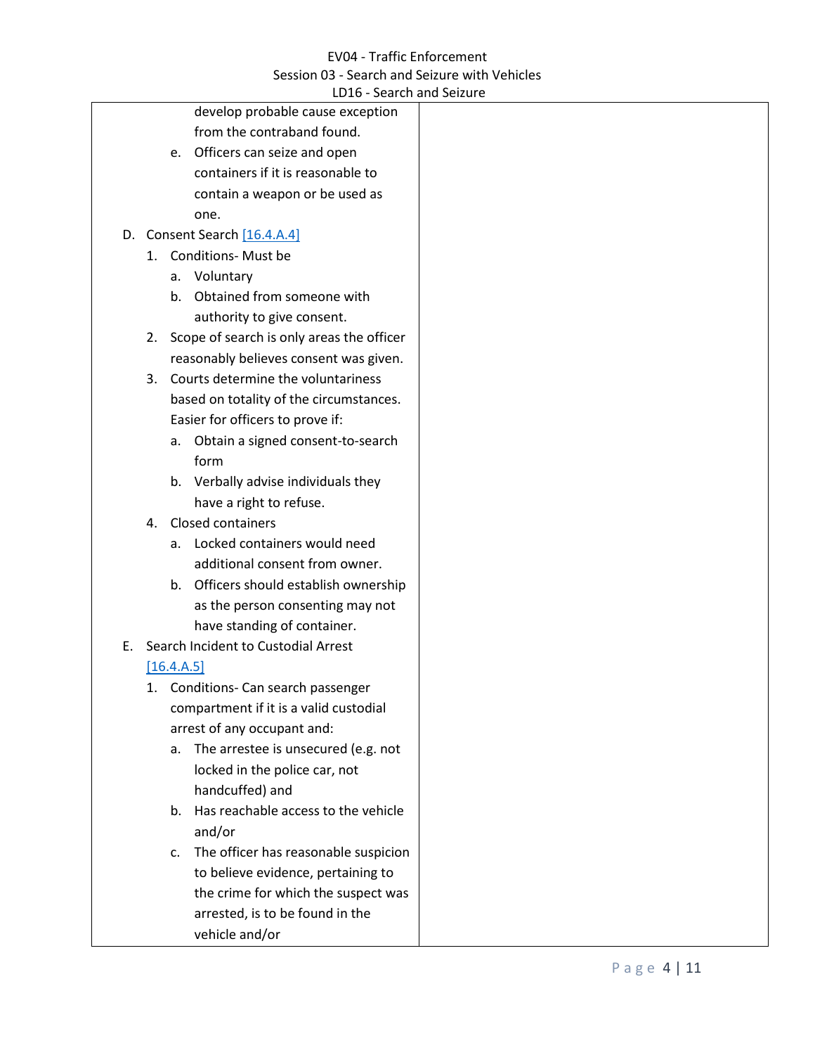develop probable cause exception from the contraband found.

   e. Officers can seize and open containers if it is reasonable to contain a weapon or be used as one.

D. Consent Search [16.4.A.4]
   1. Conditions- Must be
      a. Voluntary
      b. Obtained from someone with authority to give consent.
   2. Scope of search is only areas the officer reasonably believes consent was given.
   3. Courts determine the voluntariness based on totality of the circumstances. Easier for officers to prove if:
      a. Obtain a signed consent-to-search form
      b. Verbally advise individuals they have a right to refuse.
   4. Closed containers
      a. Locked containers would need additional consent from owner.
      b. Officers should establish ownership as the person consenting may not have standing of container.

E. Search Incident to Custodial Arrest [16.4.A.5]
   1. Conditions- Can search passenger compartment if it is a valid custodial arrest of any occupant and:
      a. The arrestee is unsecured (e.g. not locked in the police car, not handcuffed) and
      b. Has reachable access to the vehicle and/or
      c. The officer has reasonable suspicion to believe evidence, pertaining to the crime for which the suspect was arrested, is to be found in the vehicle and/or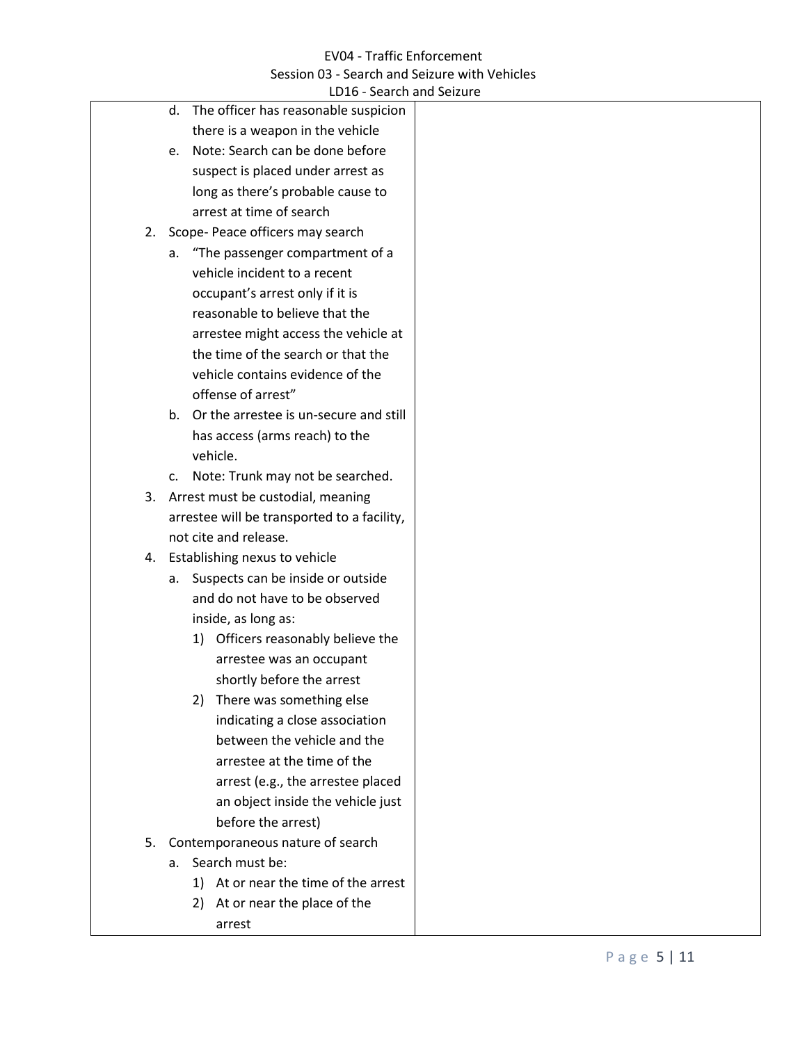|   |   |
|---|---|
| d. The officer has reasonable suspicion there is a weapon in the vehicle<br>e. Note: Search can be done before suspect is placed under arrest as long as there's probable cause to arrest at time of search<br>2. Scope- Peace officers may search<br>a. "The passenger compartment of a vehicle incident to a recent occupant's arrest only if it is reasonable to believe that the arrestee might access the vehicle at the time of the search or that the vehicle contains evidence of the offense of arrest"<br>b. Or the arrestee is un-secure and still has access (arms reach) to the vehicle.<br>c. Note: Trunk may not be searched.<br>3. Arrest must be custodial, meaning arrestee will be transported to a facility, not cite and release.<br>4. Establishing nexus to vehicle<br>a. Suspects can be inside or outside and do not have to be observed inside, as long as:<br>1) Officers reasonably believe the arrestee was an occupant shortly before the arrest<br>2) There was something else indicating a close association between the vehicle and the arrestee at the time of the arrest (e.g., the arrestee placed an object inside the vehicle just before the arrest)<br>5. Contemporaneous nature of search<br>a. Search must be:<br>1) At or near the time of the arrest<br>2) At or near the place of the arrest |   |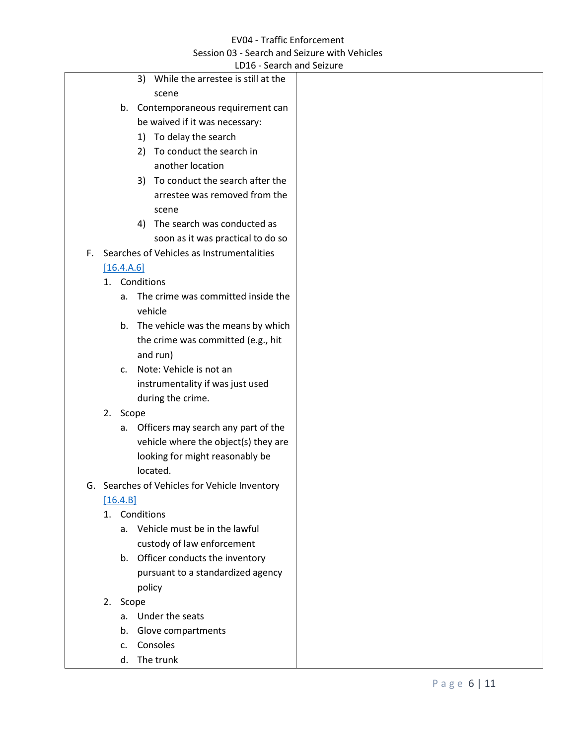3) While the arrestee is still at the scene

b. Contemporaneous requirement can be waived if it was necessary:

   1) To delay the search
   2) To conduct the search in another location
   3) To conduct the search after the arrestee was removed from the scene
   4) The search was conducted as soon as it was practical to do so

F. Searches of Vehicles as Instrumentalities [16.4.A.6]

1. Conditions
   a. The crime was committed inside the vehicle
   b. The vehicle was the means by which the crime was committed (e.g., hit and run)
   c. Note: Vehicle is not an instrumentality if was just used during the crime.
2. Scope
   a. Officers may search any part of the vehicle where the object(s) they are looking for might reasonably be located.

G. Searches of Vehicles for Vehicle Inventory [16.4.B]

1. Conditions
   a. Vehicle must be in the lawful custody of law enforcement
   b. Officer conducts the inventory pursuant to a standardized agency policy
2. Scope
   a. Under the seats
   b. Glove compartments
   c. Consoles
   d. The trunk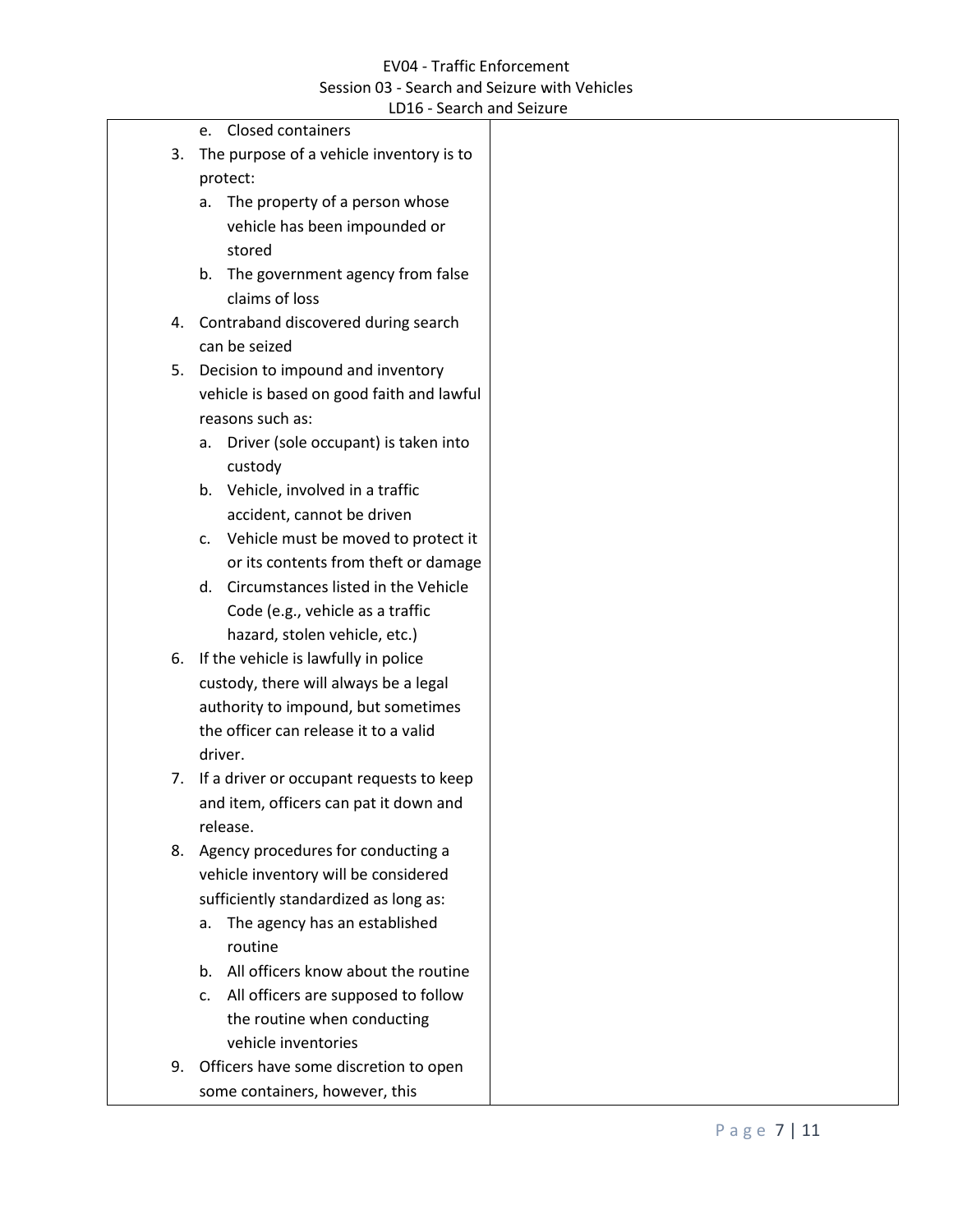| | |
|---|---|
| e. Closed containers<br>3. The purpose of a vehicle inventory is to protect:<br>  a. The property of a person whose vehicle has been impounded or stored<br>  b. The government agency from false claims of loss<br>4. Contraband discovered during search can be seized<br>5. Decision to impound and inventory vehicle is based on good faith and lawful reasons such as:<br>  a. Driver (sole occupant) is taken into custody<br>  b. Vehicle, involved in a traffic accident, cannot be driven<br>  c. Vehicle must be moved to protect it or its contents from theft or damage<br>  d. Circumstances listed in the Vehicle Code (e.g., vehicle as a traffic hazard, stolen vehicle, etc.)<br>6. If the vehicle is lawfully in police custody, there will always be a legal authority to impound, but sometimes the officer can release it to a valid driver.<br>7. If a driver or occupant requests to keep and item, officers can pat it down and release.<br>8. Agency procedures for conducting a vehicle inventory will be considered sufficiently standardized as long as:<br>  a. The agency has an established routine<br>  b. All officers know about the routine<br>  c. All officers are supposed to follow the routine when conducting vehicle inventories<br>9. Officers have some discretion to open some containers, however, this | |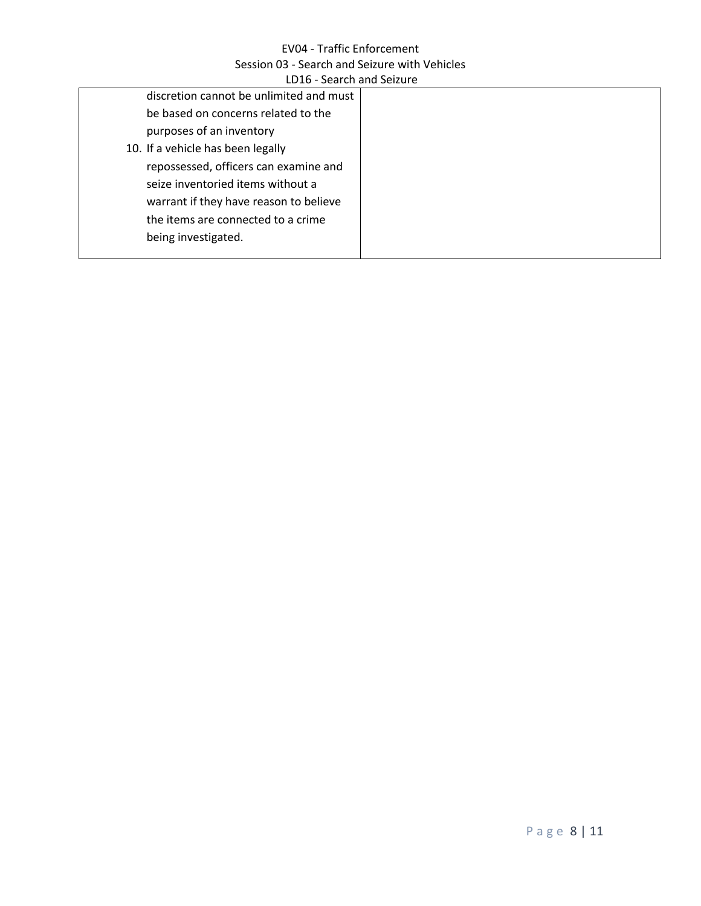| | |
|---|---|
| discretion cannot be unlimited and must be based on concerns related to the purposes of an inventory<br>10. If a vehicle has been legally repossessed, officers can examine and seize inventoried items without a warrant if they have reason to believe the items are connected to a crime being investigated. | |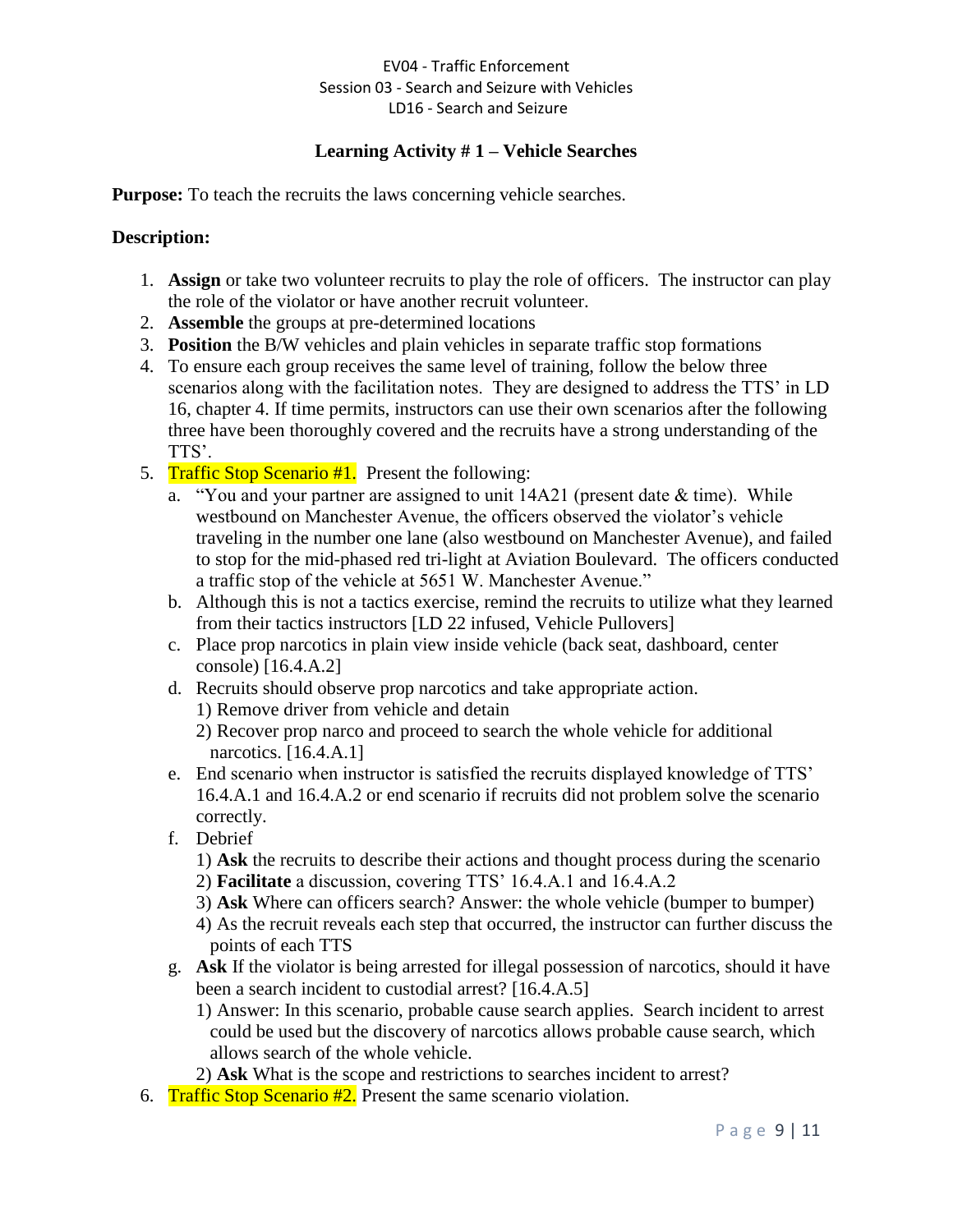EV04 - Traffic Enforcement
Session 03 - Search and Seizure with Vehicles
LD16 - Search and Seizure

### Learning Activity # 1 – Vehicle Searches

**Purpose:** To teach the recruits the laws concerning vehicle searches.

**Description:**

1. **Assign** or take two volunteer recruits to play the role of officers. The instructor can play the role of the violator or have another recruit volunteer.
2. **Assemble** the groups at pre-determined locations
3. **Position** the B/W vehicles and plain vehicles in separate traffic stop formations
4. To ensure each group receives the same level of training, follow the below three scenarios along with the facilitation notes. They are designed to address the TTS' in LD 16, chapter 4. If time permits, instructors can use their own scenarios after the following three have been thoroughly covered and the recruits have a strong understanding of the TTS'.
5. Traffic Stop Scenario #1. Present the following:
   a. "You and your partner are assigned to unit 14A21 (present date & time). While westbound on Manchester Avenue, the officers observed the violator's vehicle traveling in the number one lane (also westbound on Manchester Avenue), and failed to stop for the mid-phased red tri-light at Aviation Boulevard. The officers conducted a traffic stop of the vehicle at 5651 W. Manchester Avenue."
   b. Although this is not a tactics exercise, remind the recruits to utilize what they learned from their tactics instructors [LD 22 infused, Vehicle Pullovers]
   c. Place prop narcotics in plain view inside vehicle (back seat, dashboard, center console) [16.4.A.2]
   d. Recruits should observe prop narcotics and take appropriate action.
      1) Remove driver from vehicle and detain
      2) Recover prop narco and proceed to search the whole vehicle for additional narcotics. [16.4.A.1]
   e. End scenario when instructor is satisfied the recruits displayed knowledge of TTS' 16.4.A.1 and 16.4.A.2 or end scenario if recruits did not problem solve the scenario correctly.
   f. Debrief
      1) **Ask** the recruits to describe their actions and thought process during the scenario
      2) **Facilitate** a discussion, covering TTS' 16.4.A.1 and 16.4.A.2
      3) **Ask** Where can officers search? Answer: the whole vehicle (bumper to bumper)
      4) As the recruit reveals each step that occurred, the instructor can further discuss the points of each TTS
   g. **Ask** If the violator is being arrested for illegal possession of narcotics, should it have been a search incident to custodial arrest? [16.4.A.5]
      1) Answer: In this scenario, probable cause search applies. Search incident to arrest could be used but the discovery of narcotics allows probable cause search, which allows search of the whole vehicle.
      2) **Ask** What is the scope and restrictions to searches incident to arrest?
6. Traffic Stop Scenario #2. Present the same scenario violation.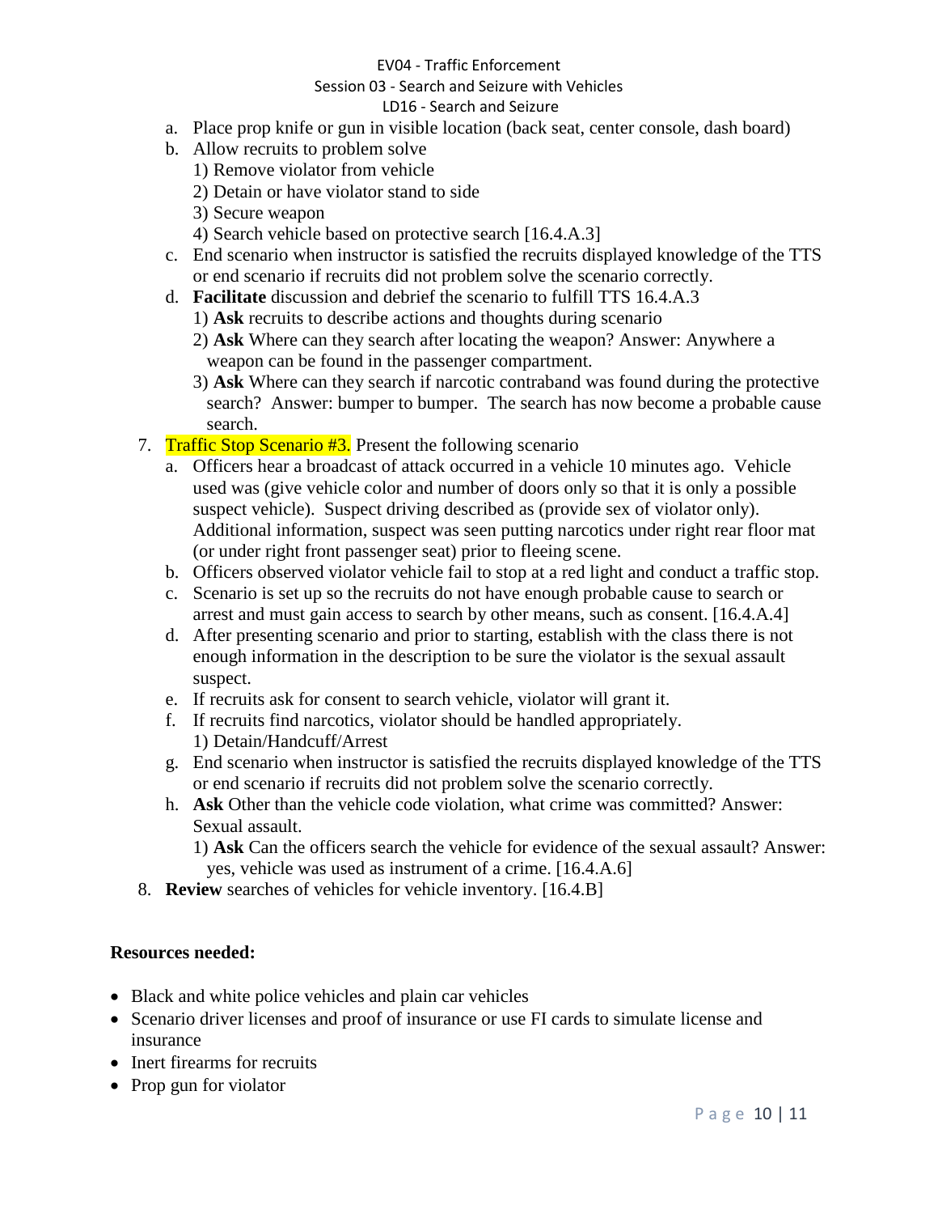a. Place prop knife or gun in visible location (back seat, center console, dash board)
b. Allow recruits to problem solve
   1) Remove violator from vehicle
   2) Detain or have violator stand to side
   3) Secure weapon
   4) Search vehicle based on protective search [16.4.A.3]
c. End scenario when instructor is satisfied the recruits displayed knowledge of the TTS or end scenario if recruits did not problem solve the scenario correctly.
d. **Facilitate** discussion and debrief the scenario to fulfill TTS 16.4.A.3
   1) **Ask** recruits to describe actions and thoughts during scenario
   2) **Ask** Where can they search after locating the weapon? Answer: Anywhere a weapon can be found in the passenger compartment.
   3) **Ask** Where can they search if narcotic contraband was found during the protective search? Answer: bumper to bumper. The search has now become a probable cause search.

7. Traffic Stop Scenario #3. Present the following scenario
   a. Officers hear a broadcast of attack occurred in a vehicle 10 minutes ago. Vehicle used was (give vehicle color and number of doors only so that it is only a possible suspect vehicle). Suspect driving described as (provide sex of violator only). Additional information, suspect was seen putting narcotics under right rear floor mat (or under right front passenger seat) prior to fleeing scene.
   b. Officers observed violator vehicle fail to stop at a red light and conduct a traffic stop.
   c. Scenario is set up so the recruits do not have enough probable cause to search or arrest and must gain access to search by other means, such as consent. [16.4.A.4]
   d. After presenting scenario and prior to starting, establish with the class there is not enough information in the description to be sure the violator is the sexual assault suspect.
   e. If recruits ask for consent to search vehicle, violator will grant it.
   f. If recruits find narcotics, violator should be handled appropriately.
      1) Detain/Handcuff/Arrest
   g. End scenario when instructor is satisfied the recruits displayed knowledge of the TTS or end scenario if recruits did not problem solve the scenario correctly.
   h. **Ask** Other than the vehicle code violation, what crime was committed? Answer: Sexual assault.
      1) **Ask** Can the officers search the vehicle for evidence of the sexual assault? Answer: yes, vehicle was used as instrument of a crime. [16.4.A.6]

8. **Review** searches of vehicles for vehicle inventory. [16.4.B]

**Resources needed:**

- Black and white police vehicles and plain car vehicles
- Scenario driver licenses and proof of insurance or use FI cards to simulate license and insurance
- Inert firearms for recruits
- Prop gun for violator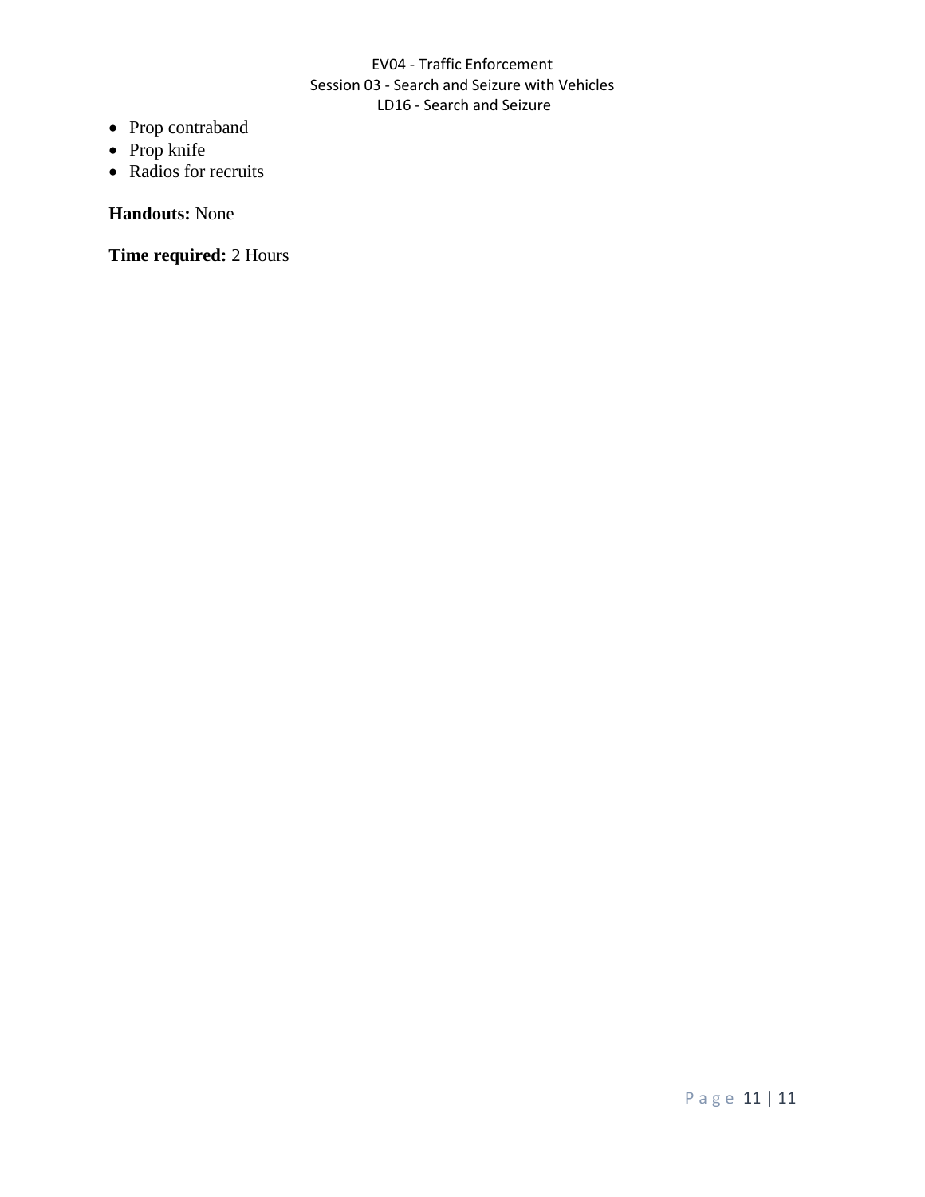- Prop contraband
- Prop knife
- Radios for recruits

**Handouts:** None

**Time required:** 2 Hours